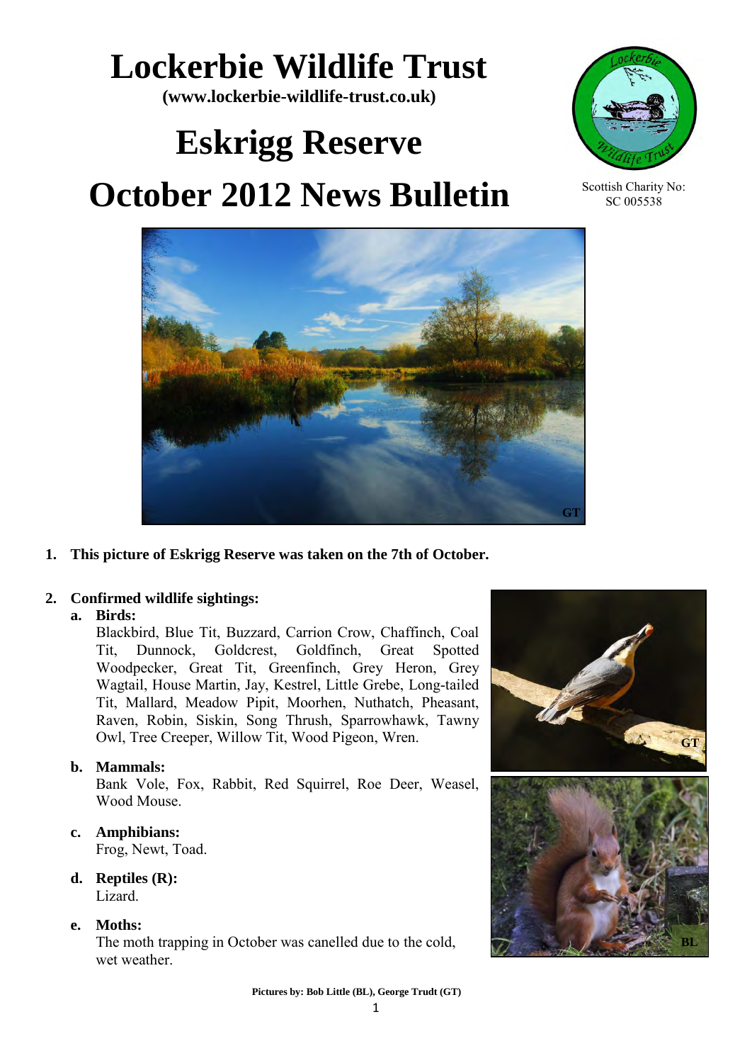# Lockerbie Wildlife Trust

**(www.lockerbie-wildlife-trust.co.uk)**

# Eskrigg Reserve

# October 2012 News Bulletin

Scottish Charity No: SC 005538

1. **This picture of Eskrigg Reserve was taken on the 7th of October.**

2. **Confirmed wildlife sightings:**

   a. **Birds:**
   Blackbird, Blue Tit, Buzzard, Carrion Crow, Chaffinch, Coal Tit, Dunnock, Goldcrest, Goldfinch, Great Spotted Woodpecker, Great Tit, Greenfinch, Grey Heron, Grey Wagtail, House Martin, Jay, Kestrel, Little Grebe, Long-tailed Tit, Mallard, Meadow Pipit, Moorhen, Nuthatch, Pheasant, Raven, Robin, Siskin, Song Thrush, Sparrowhawk, Tawny Owl, Tree Creeper, Willow Tit, Wood Pigeon, Wren.

   b. **Mammals:**
   Bank Vole, Fox, Rabbit, Red Squirrel, Roe Deer, Weasel, Wood Mouse.

   c. **Amphibians:**
   Frog, Newt, Toad.

   d. **Reptiles (R):**
   Lizard.

   e. **Moths:**
   The moth trapping in October was canelled due to the cold, wet weather.

**Pictures by: Bob Little (BL), George Trudt (GT)**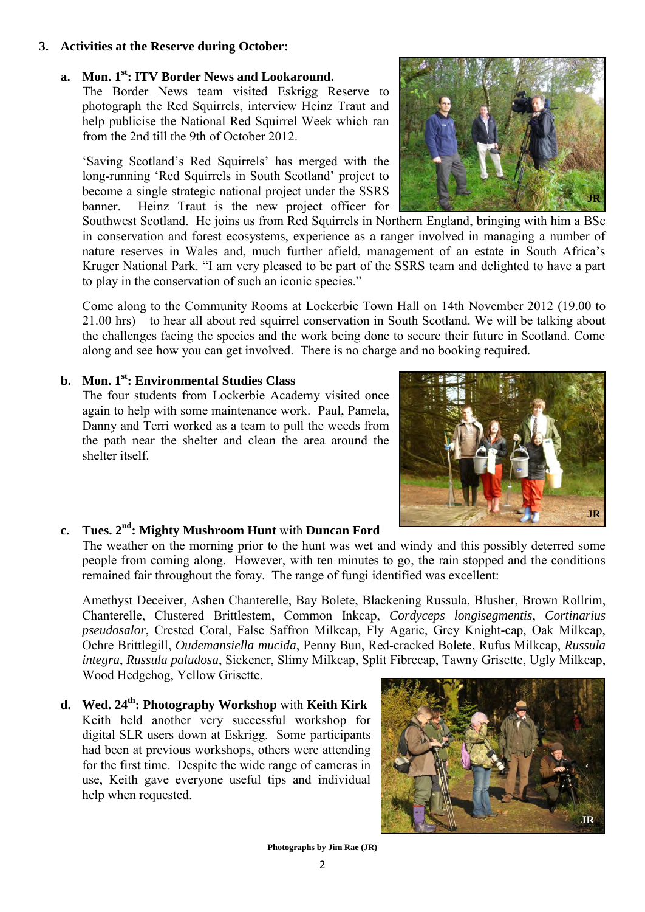## 3. Activities at the Reserve during October:

### a. Mon. 1st: ITV Border News and Lookaround.

The Border News team visited Eskrigg Reserve to photograph the Red Squirrels, interview Heinz Traut and help publicise the National Red Squirrel Week which ran from the 2nd till the 9th of October 2012.

'Saving Scotland's Red Squirrels' has merged with the long-running 'Red Squirrels in South Scotland' project to become a single strategic national project under the SSRS banner. Heinz Traut is the new project officer for Southwest Scotland. He joins us from Red Squirrels in Northern England, bringing with him a BSc in conservation and forest ecosystems, experience as a ranger involved in managing a number of nature reserves in Wales and, much further afield, management of an estate in South Africa's Kruger National Park. "I am very pleased to be part of the SSRS team and delighted to have a part to play in the conservation of such an iconic species."

Come along to the Community Rooms at Lockerbie Town Hall on 14th November 2012 (19.00 to 21.00 hrs) to hear all about red squirrel conservation in South Scotland. We will be talking about the challenges facing the species and the work being done to secure their future in Scotland. Come along and see how you can get involved. There is no charge and no booking required.

### b. Mon. 1st: Environmental Studies Class

The four students from Lockerbie Academy visited once again to help with some maintenance work. Paul, Pamela, Danny and Terri worked as a team to pull the weeds from the path near the shelter and clean the area around the shelter itself.

### c. Tues. 2nd: Mighty Mushroom Hunt with Duncan Ford

The weather on the morning prior to the hunt was wet and windy and this possibly deterred some people from coming along. However, with ten minutes to go, the rain stopped and the conditions remained fair throughout the foray. The range of fungi identified was excellent:

Amethyst Deceiver, Ashen Chanterelle, Bay Bolete, Blackening Russula, Blusher, Brown Rollrim, Chanterelle, Clustered Brittlestem, Common Inkcap, *Cordyceps longisegmentis*, *Cortinarius pseudosalor*, Crested Coral, False Saffron Milkcap, Fly Agaric, Grey Knight-cap, Oak Milkcap, Ochre Brittlegill, *Oudemansiella mucida*, Penny Bun, Red-cracked Bolete, Rufus Milkcap, *Russula integra*, *Russula paludosa*, Sickener, Slimy Milkcap, Split Fibrecap, Tawny Grisette, Ugly Milkcap, Wood Hedgehog, Yellow Grisette.

### d. Wed. 24th: Photography Workshop with Keith Kirk

Keith held another very successful workshop for digital SLR users down at Eskrigg. Some participants had been at previous workshops, others were attending for the first time. Despite the wide range of cameras in use, Keith gave everyone useful tips and individual help when requested.

**Photographs by Jim Rae (JR)**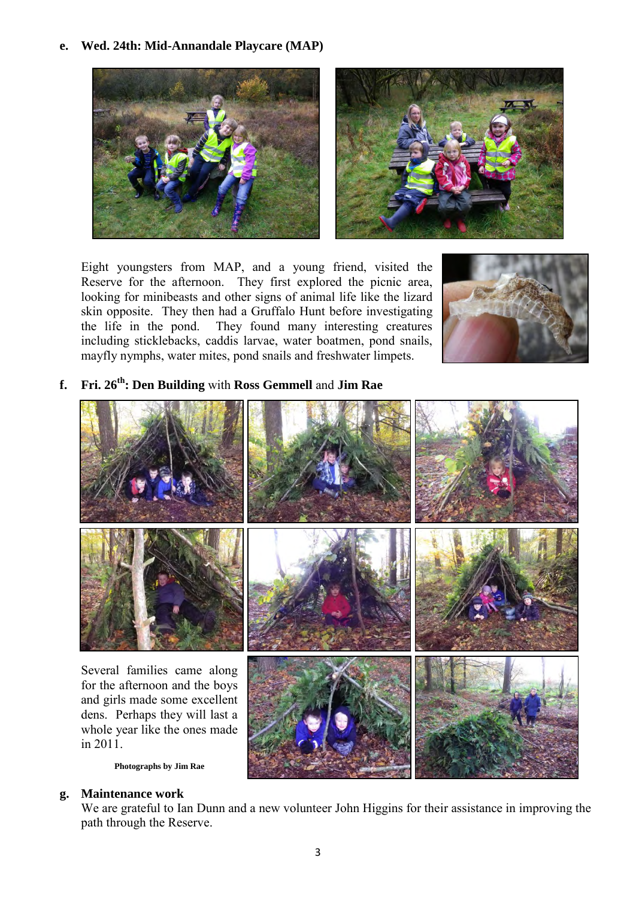**e. Wed. 24th: Mid-Annandale Playcare (MAP)**

Eight youngsters from MAP, and a young friend, visited the Reserve for the afternoon. They first explored the picnic area, looking for minibeasts and other signs of animal life like the lizard skin opposite. They then had a Gruffalo Hunt before investigating the life in the pond. They found many interesting creatures including sticklebacks, caddis larvae, water boatmen, pond snails, mayfly nymphs, water mites, pond snails and freshwater limpets.

**f. Fri. 26th: Den Building** with **Ross Gemmell** and **Jim Rae**

Several families came along for the afternoon and the boys and girls made some excellent dens. Perhaps they will last a whole year like the ones made in 2011.

**Photographs by Jim Rae**

**g. Maintenance work**

We are grateful to Ian Dunn and a new volunteer John Higgins for their assistance in improving the path through the Reserve.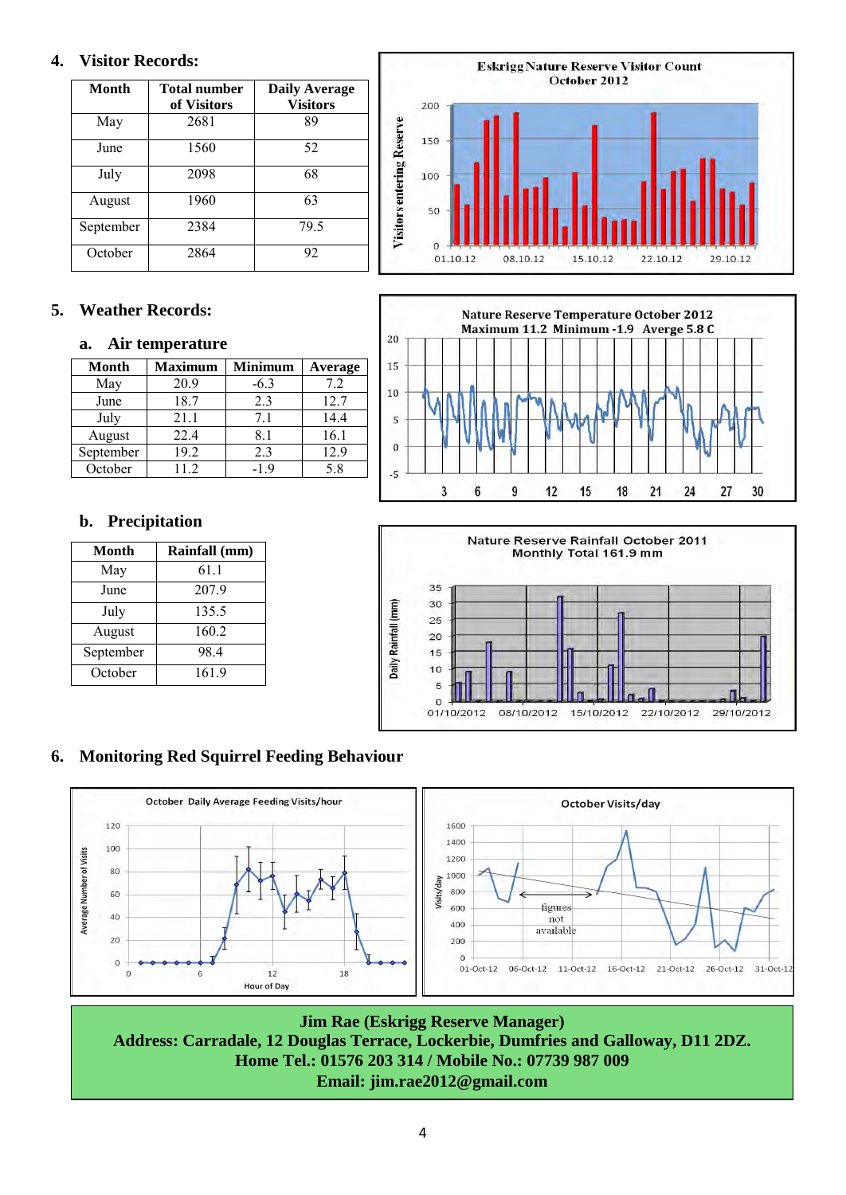## 4. Visitor Records:

| Month | Total number of Visitors | Daily Average Visitors |
|---|---|---|
| May | 2681 | 89 |
| June | 1560 | 52 |
| July | 2098 | 68 |
| August | 1960 | 63 |
| September | 2384 | 79.5 |
| October | 2864 | 92 |

Eskrigg Nature Reserve Visitor Count
October 2012

Visitors entering Reserve

200
150
100
50
0

01.10.12 08.10.12 15.10.12 22.10.12 29.10.12

## 5. Weather Records:

### a. Air temperature

| Month | Maximum | Minimum | Average |
|---|---|---|---|
| May | 20.9 | -6.3 | 7.2 |
| June | 18.7 | 2.3 | 12.7 |
| July | 21.1 | 7.1 | 14.4 |
| August | 22.4 | 8.1 | 16.1 |
| September | 19.2 | 2.3 | 12.9 |
| October | 11.2 | -1.9 | 5.8 |

Nature Reserve Temperature October 2012
Maximum 11.2 Minimum -1.9 Averge 5.8 C

20
15
10
5
0
-5

3 6 9 12 15 18 21 24 27 30

### b. Precipitation

| Month | Rainfall (mm) |
|---|---|
| May | 61.1 |
| June | 207.9 |
| July | 135.5 |
| August | 160.2 |
| September | 98.4 |
| October | 161.9 |

Nature Reserve Rainfall October 2011
Monthly Total 161.9 mm

Daily Rainfall (mm)

35
30
25
20
15
10
5
0

01/10/2012 08/10/2012 15/10/2012 22/10/2012 29/10/2012

## 6. Monitoring Red Squirrel Feeding Behaviour

October Daily Average Feeding Visits/hour

Average Number of Visits

120
100
80
60
40
20
0

0 6 12 18

Hour of Day

October Visits/day

Visits/day

1600
1400
1200
1000
800
600
400
200
0

01-Oct-12 06-Oct-12 11-Oct-12 16-Oct-12 21-Oct-12 26-Oct-12 31-Oct-12

figures not available

**Jim Rae (Eskrigg Reserve Manager)**
**Address: Carradale, 12 Douglas Terrace, Lockerbie, Dumfries and Galloway, D11 2DZ.**
**Home Tel.: 01576 203 314 / Mobile No.: 07739 987 009**
**Email: jim.rae2012@gmail.com**